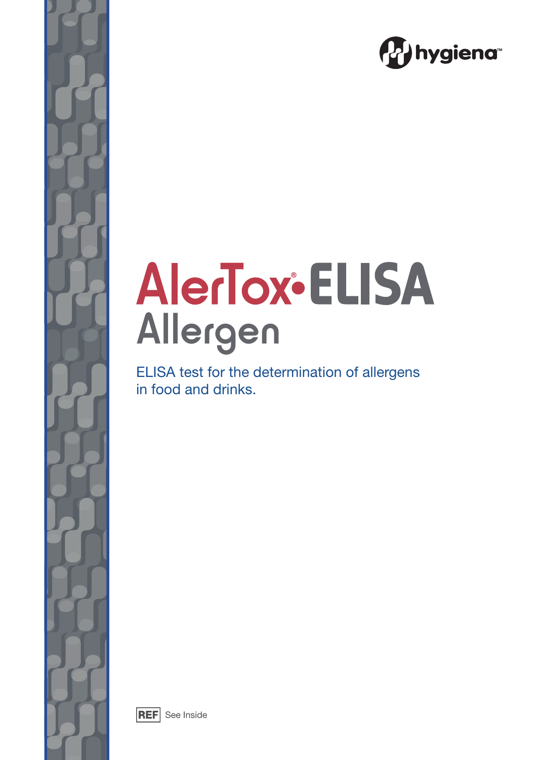hygiena™

# AlerTox® • ELISA Allergen

ELISA test for the determination of allergens in food and drinks.

REF See Inside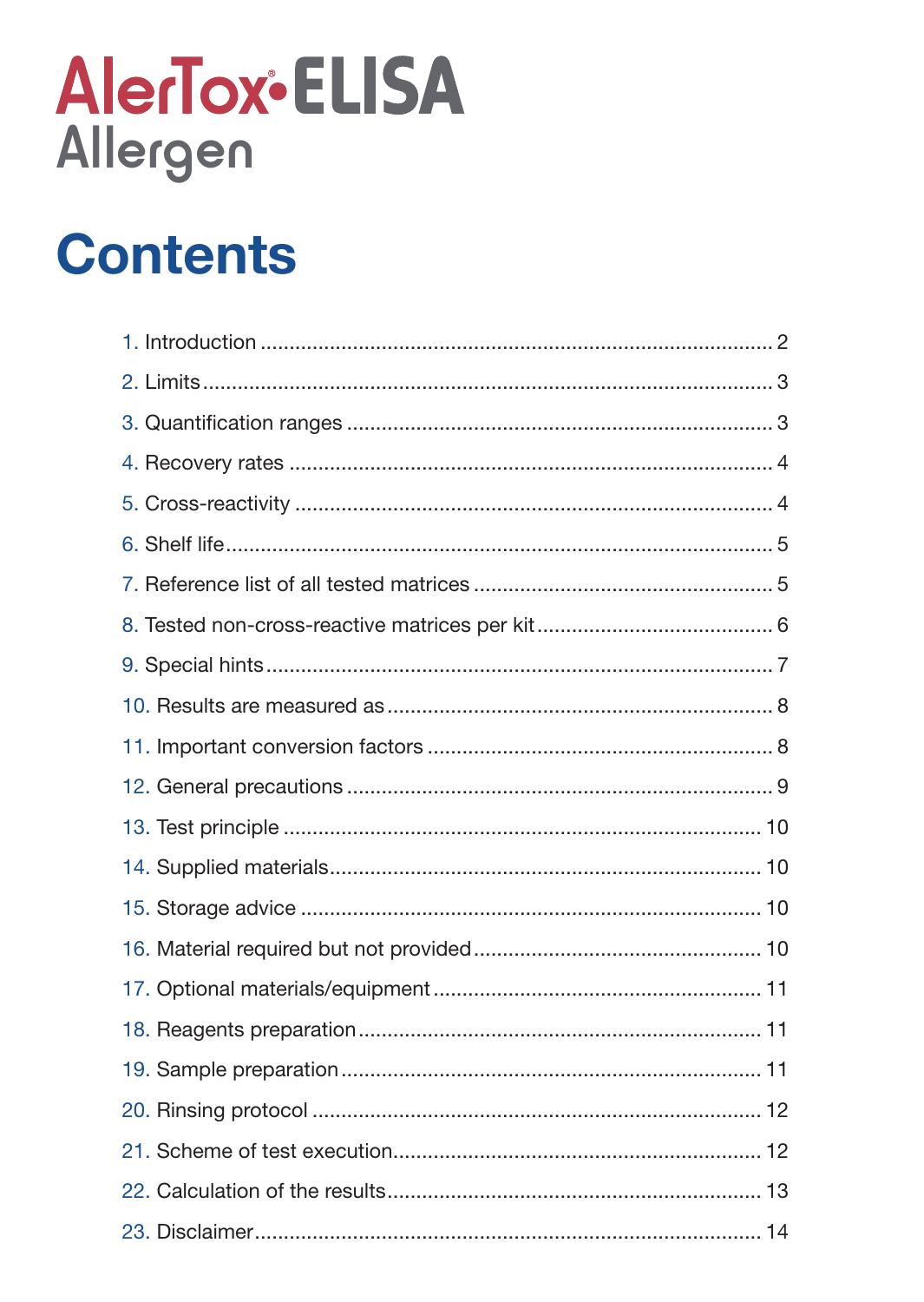AlerTox® ELISA
Allergen

# Contents

1. Introduction ........................................................................................ 2
2. Limits ................................................................................................. 3
3. Quantification ranges ......................................................................... 3
4. Recovery rates .................................................................................... 4
5. Cross-reactivity ................................................................................... 4
6. Shelf life ............................................................................................. 5
7. Reference list of all tested matrices .................................................... 5
8. Tested non-cross-reactive matrices per kit .......................................... 6
9. Special hints ....................................................................................... 7
10. Results are measured as ................................................................... 8
11. Important conversion factors ............................................................ 8
12. General precautions ......................................................................... 9
13. Test principle .................................................................................. 10
14. Supplied materials .......................................................................... 10
15. Storage advice ................................................................................ 10
16. Material required but not provided .................................................. 10
17. Optional materials/equipment ......................................................... 11
18. Reagents preparation ...................................................................... 11
19. Sample preparation ......................................................................... 11
20. Rinsing protocol .............................................................................. 12
21. Scheme of test execution ................................................................. 12
22. Calculation of the results ................................................................. 13
23. Disclaimer ....................................................................................... 14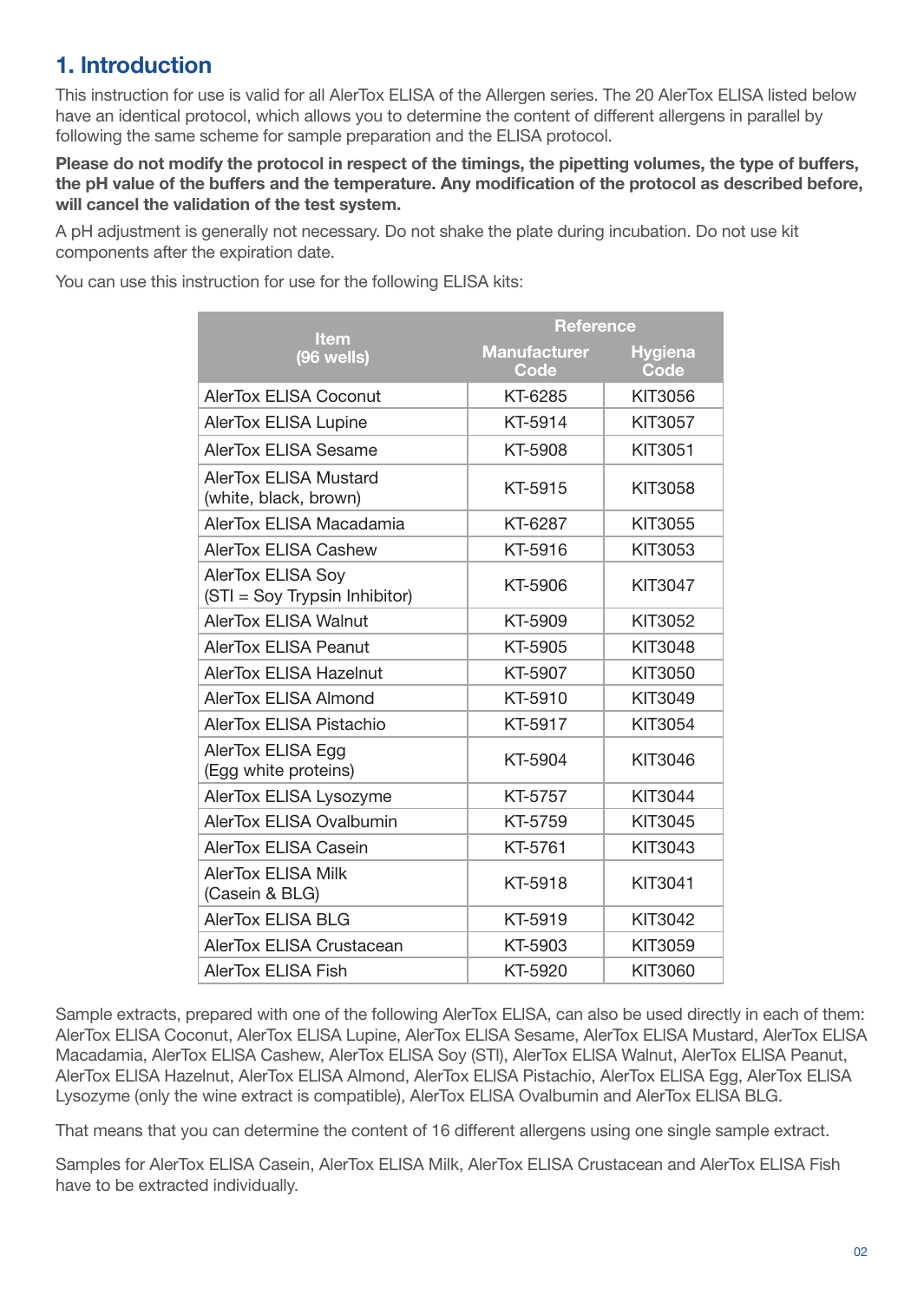## 1. Introduction

This instruction for use is valid for all AlerTox ELISA of the Allergen series. The 20 AlerTox ELISA listed below have an identical protocol, which allows you to determine the content of different allergens in parallel by following the same scheme for sample preparation and the ELISA protocol.

**Please do not modify the protocol in respect of the timings, the pipetting volumes, the type of buffers, the pH value of the buffers and the temperature. Any modification of the protocol as described before, will cancel the validation of the test system.**

A pH adjustment is generally not necessary. Do not shake the plate during incubation. Do not use kit components after the expiration date.

You can use this instruction for use for the following ELISA kits:

| Item (96 wells) | Reference | |
|---|---|---|
| | Manufacturer Code | Hygiena Code |
| AlerTox ELISA Coconut | KT-6285 | KIT3056 |
| AlerTox ELISA Lupine | KT-5914 | KIT3057 |
| AlerTox ELISA Sesame | KT-5908 | KIT3051 |
| AlerTox ELISA Mustard (white, black, brown) | KT-5915 | KIT3058 |
| AlerTox ELISA Macadamia | KT-6287 | KIT3055 |
| AlerTox ELISA Cashew | KT-5916 | KIT3053 |
| AlerTox ELISA Soy (STI = Soy Trypsin Inhibitor) | KT-5906 | KIT3047 |
| AlerTox ELISA Walnut | KT-5909 | KIT3052 |
| AlerTox ELISA Peanut | KT-5905 | KIT3048 |
| AlerTox ELISA Hazelnut | KT-5907 | KIT3050 |
| AlerTox ELISA Almond | KT-5910 | KIT3049 |
| AlerTox ELISA Pistachio | KT-5917 | KIT3054 |
| AlerTox ELISA Egg (Egg white proteins) | KT-5904 | KIT3046 |
| AlerTox ELISA Lysozyme | KT-5757 | KIT3044 |
| AlerTox ELISA Ovalbumin | KT-5759 | KIT3045 |
| AlerTox ELISA Casein | KT-5761 | KIT3043 |
| AlerTox ELISA Milk (Casein & BLG) | KT-5918 | KIT3041 |
| AlerTox ELISA BLG | KT-5919 | KIT3042 |
| AlerTox ELISA Crustacean | KT-5903 | KIT3059 |
| AlerTox ELISA Fish | KT-5920 | KIT3060 |

Sample extracts, prepared with one of the following AlerTox ELISA, can also be used directly in each of them: AlerTox ELISA Coconut, AlerTox ELISA Lupine, AlerTox ELISA Sesame, AlerTox ELISA Mustard, AlerTox ELISA Macadamia, AlerTox ELISA Cashew, AlerTox ELISA Soy (STI), AlerTox ELISA Walnut, AlerTox ELISA Peanut, AlerTox ELISA Hazelnut, AlerTox ELISA Almond, AlerTox ELISA Pistachio, AlerTox ELISA Egg, AlerTox ELISA Lysozyme (only the wine extract is compatible), AlerTox ELISA Ovalbumin and AlerTox ELISA BLG.

That means that you can determine the content of 16 different allergens using one single sample extract.

Samples for AlerTox ELISA Casein, AlerTox ELISA Milk, AlerTox ELISA Crustacean and AlerTox ELISA Fish have to be extracted individually.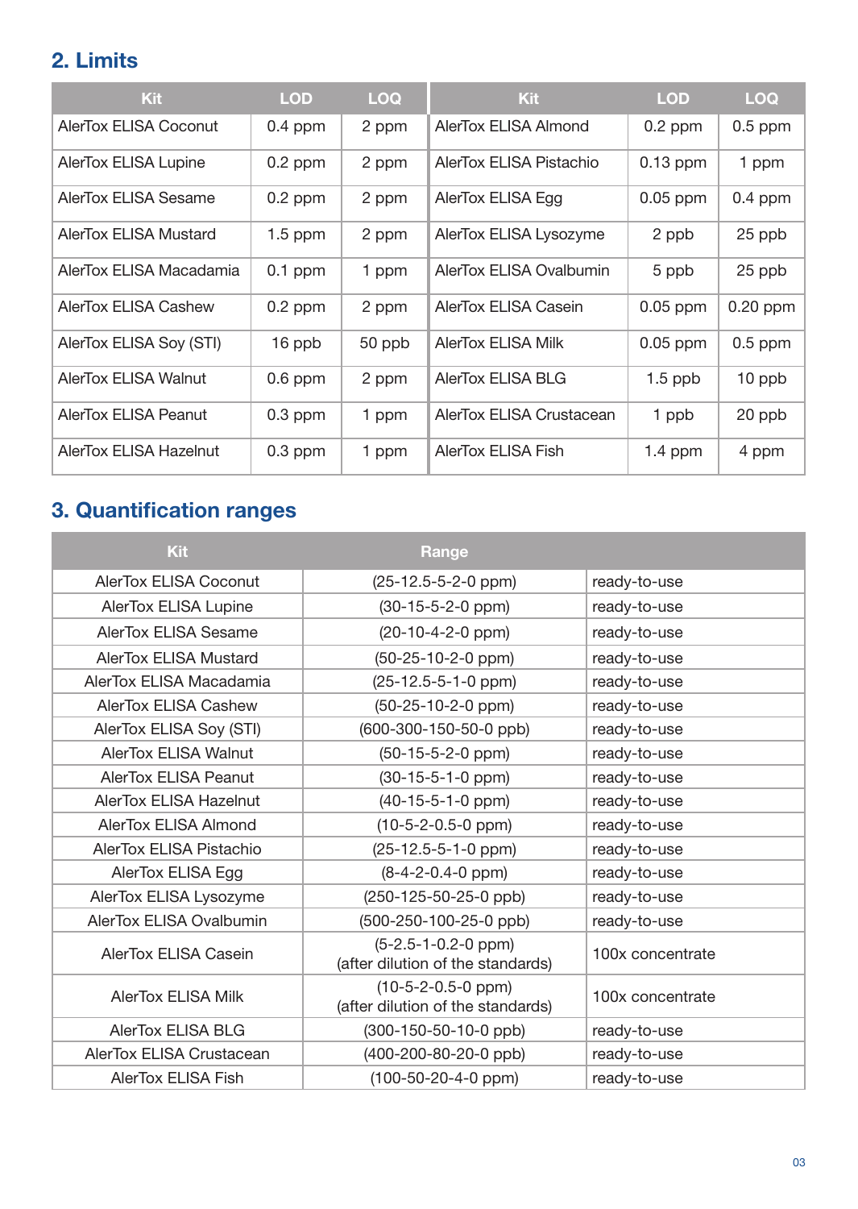## 2. Limits

| Kit | LOD | LOQ | Kit | LOD | LOQ |
|---|---|---|---|---|---|
| AlerTox ELISA Coconut | 0.4 ppm | 2 ppm | AlerTox ELISA Almond | 0.2 ppm | 0.5 ppm |
| AlerTox ELISA Lupine | 0.2 ppm | 2 ppm | AlerTox ELISA Pistachio | 0.13 ppm | 1 ppm |
| AlerTox ELISA Sesame | 0.2 ppm | 2 ppm | AlerTox ELISA Egg | 0.05 ppm | 0.4 ppm |
| AlerTox ELISA Mustard | 1.5 ppm | 2 ppm | AlerTox ELISA Lysozyme | 2 ppb | 25 ppb |
| AlerTox ELISA Macadamia | 0.1 ppm | 1 ppm | AlerTox ELISA Ovalbumin | 5 ppb | 25 ppb |
| AlerTox ELISA Cashew | 0.2 ppm | 2 ppm | AlerTox ELISA Casein | 0.05 ppm | 0.20 ppm |
| AlerTox ELISA Soy (STI) | 16 ppb | 50 ppb | AlerTox ELISA Milk | 0.05 ppm | 0.5 ppm |
| AlerTox ELISA Walnut | 0.6 ppm | 2 ppm | AlerTox ELISA BLG | 1.5 ppb | 10 ppb |
| AlerTox ELISA Peanut | 0.3 ppm | 1 ppm | AlerTox ELISA Crustacean | 1 ppb | 20 ppb |
| AlerTox ELISA Hazelnut | 0.3 ppm | 1 ppm | AlerTox ELISA Fish | 1.4 ppm | 4 ppm |

## 3. Quantification ranges

| Kit | Range | |
|---|---|---|
| AlerTox ELISA Coconut | (25-12.5-5-2-0 ppm) | ready-to-use |
| AlerTox ELISA Lupine | (30-15-5-2-0 ppm) | ready-to-use |
| AlerTox ELISA Sesame | (20-10-4-2-0 ppm) | ready-to-use |
| AlerTox ELISA Mustard | (50-25-10-2-0 ppm) | ready-to-use |
| AlerTox ELISA Macadamia | (25-12.5-5-1-0 ppm) | ready-to-use |
| AlerTox ELISA Cashew | (50-25-10-2-0 ppm) | ready-to-use |
| AlerTox ELISA Soy (STI) | (600-300-150-50-0 ppb) | ready-to-use |
| AlerTox ELISA Walnut | (50-15-5-2-0 ppm) | ready-to-use |
| AlerTox ELISA Peanut | (30-15-5-1-0 ppm) | ready-to-use |
| AlerTox ELISA Hazelnut | (40-15-5-1-0 ppm) | ready-to-use |
| AlerTox ELISA Almond | (10-5-2-0.5-0 ppm) | ready-to-use |
| AlerTox ELISA Pistachio | (25-12.5-5-1-0 ppm) | ready-to-use |
| AlerTox ELISA Egg | (8-4-2-0.4-0 ppm) | ready-to-use |
| AlerTox ELISA Lysozyme | (250-125-50-25-0 ppb) | ready-to-use |
| AlerTox ELISA Ovalbumin | (500-250-100-25-0 ppb) | ready-to-use |
| AlerTox ELISA Casein | (5-2.5-1-0.2-0 ppm) (after dilution of the standards) | 100x concentrate |
| AlerTox ELISA Milk | (10-5-2-0.5-0 ppm) (after dilution of the standards) | 100x concentrate |
| AlerTox ELISA BLG | (300-150-50-10-0 ppb) | ready-to-use |
| AlerTox ELISA Crustacean | (400-200-80-20-0 ppb) | ready-to-use |
| AlerTox ELISA Fish | (100-50-20-4-0 ppm) | ready-to-use |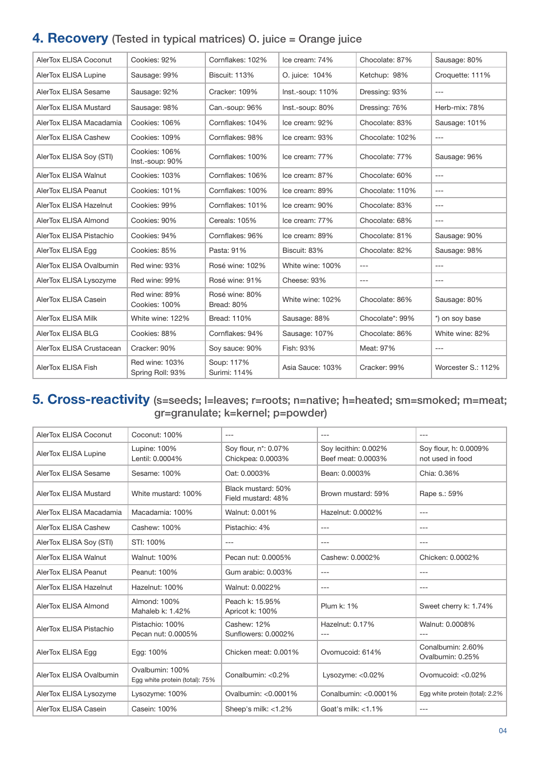## 4. Recovery (Tested in typical matrices) O. juice = Orange juice

| | | | | | |
|---|---|---|---|---|---|
| AlerTox ELISA Coconut | Cookies: 92% | Cornflakes: 102% | Ice cream: 74% | Chocolate: 87% | Sausage: 80% |
| AlerTox ELISA Lupine | Sausage: 99% | Biscuit: 113% | O. juice: 104% | Ketchup: 98% | Croquette: 111% |
| AlerTox ELISA Sesame | Sausage: 92% | Cracker: 109% | Inst.-soup: 110% | Dressing: 93% | --- |
| AlerTox ELISA Mustard | Sausage: 98% | Can.-soup: 96% | Inst.-soup: 80% | Dressing: 76% | Herb-mix: 78% |
| AlerTox ELISA Macadamia | Cookies: 106% | Cornflakes: 104% | Ice cream: 92% | Chocolate: 83% | Sausage: 101% |
| AlerTox ELISA Cashew | Cookies: 109% | Cornflakes: 98% | Ice cream: 93% | Chocolate: 102% | --- |
| AlerTox ELISA Soy (STI) | Cookies: 106%<br>Inst.-soup: 90% | Cornflakes: 100% | Ice cream: 77% | Chocolate: 77% | Sausage: 96% |
| AlerTox ELISA Walnut | Cookies: 103% | Cornflakes: 106% | Ice cream: 87% | Chocolate: 60% | --- |
| AlerTox ELISA Peanut | Cookies: 101% | Cornflakes: 100% | Ice cream: 89% | Chocolate: 110% | --- |
| AlerTox ELISA Hazelnut | Cookies: 99% | Cornflakes: 101% | Ice cream: 90% | Chocolate: 83% | --- |
| AlerTox ELISA Almond | Cookies: 90% | Cereals: 105% | Ice cream: 77% | Chocolate: 68% | --- |
| AlerTox ELISA Pistachio | Cookies: 94% | Cornflakes: 96% | Ice cream: 89% | Chocolate: 81% | Sausage: 90% |
| AlerTox ELISA Egg | Cookies: 85% | Pasta: 91% | Biscuit: 83% | Chocolate: 82% | Sausage: 98% |
| AlerTox ELISA Ovalbumin | Red wine: 93% | Rosé wine: 102% | White wine: 100% | --- | --- |
| AlerTox ELISA Lysozyme | Red wine: 99% | Rosé wine: 91% | Cheese: 93% | --- | --- |
| AlerTox ELISA Casein | Red wine: 89%<br>Cookies: 100% | Rosé wine: 80%<br>Bread: 80% | White wine: 102% | Chocolate: 86% | Sausage: 80% |
| AlerTox ELISA Milk | White wine: 122% | Bread: 110% | Sausage: 88% | Chocolate*: 99% | *) on soy base |
| AlerTox ELISA BLG | Cookies: 88% | Cornflakes: 94% | Sausage: 107% | Chocolate: 86% | White wine: 82% |
| AlerTox ELISA Crustacean | Cracker: 90% | Soy sauce: 90% | Fish: 93% | Meat: 97% | --- |
| AlerTox ELISA Fish | Red wine: 103%<br>Spring Roll: 93% | Soup: 117%<br>Surimi: 114% | Asia Sauce: 103% | Cracker: 99% | Worcester S.: 112% |

## 5. Cross-reactivity (s=seeds; l=leaves; r=roots; n=native; h=heated; sm=smoked; m=meat; gr=granulate; k=kernel; p=powder)

| | | | | |
|---|---|---|---|---|
| AlerTox ELISA Coconut | Coconut: 100% | --- | --- | --- |
| AlerTox ELISA Lupine | Lupine: 100%<br>Lentil: 0.0004% | Soy flour, n*: 0.07%<br>Chickpea: 0.0003% | Soy lecithin: 0.002%<br>Beef meat: 0.0003% | Soy flour, h: 0.0009%<br>not used in food |
| AlerTox ELISA Sesame | Sesame: 100% | Oat: 0.0003% | Bean: 0.0003% | Chia: 0.36% |
| AlerTox ELISA Mustard | White mustard: 100% | Black mustard: 50%<br>Field mustard: 48% | Brown mustard: 59% | Rape s.: 59% |
| AlerTox ELISA Macadamia | Macadamia: 100% | Walnut: 0.001% | Hazelnut: 0.0002% | --- |
| AlerTox ELISA Cashew | Cashew: 100% | Pistachio: 4% | --- | --- |
| AlerTox ELISA Soy (STI) | STI: 100% | --- | --- | --- |
| AlerTox ELISA Walnut | Walnut: 100% | Pecan nut: 0.0005% | Cashew: 0.0002% | Chicken: 0.0002% |
| AlerTox ELISA Peanut | Peanut: 100% | Gum arabic: 0.003% | --- | --- |
| AlerTox ELISA Hazelnut | Hazelnut: 100% | Walnut: 0.0022% | --- | --- |
| AlerTox ELISA Almond | Almond: 100%<br>Mahaleb k: 1.42% | Peach k: 15.95%<br>Apricot k: 100% | Plum k: 1% | Sweet cherry k: 1.74% |
| AlerTox ELISA Pistachio | Pistachio: 100%<br>Pecan nut: 0.0005% | Cashew: 12%<br>Sunflowers: 0.0002% | Hazelnut: 0.17%<br>--- | Walnut: 0.0008%<br>--- |
| AlerTox ELISA Egg | Egg: 100% | Chicken meat: 0.001% | Ovomucoid: 614% | Conalbumin: 2.60%<br>Ovalbumin: 0.25% |
| AlerTox ELISA Ovalbumin | Ovalbumin: 100%<br>Egg white protein (total): 75% | Conalbumin: <0.2% | Lysozyme: <0.02% | Ovomucoid: <0.02% |
| AlerTox ELISA Lysozyme | Lysozyme: 100% | Ovalbumin: <0.0001% | Conalbumin: <0.0001% | Egg white protein (total): 2.2% |
| AlerTox ELISA Casein | Casein: 100% | Sheep's milk: <1.2% | Goat's milk: <1.1% | --- |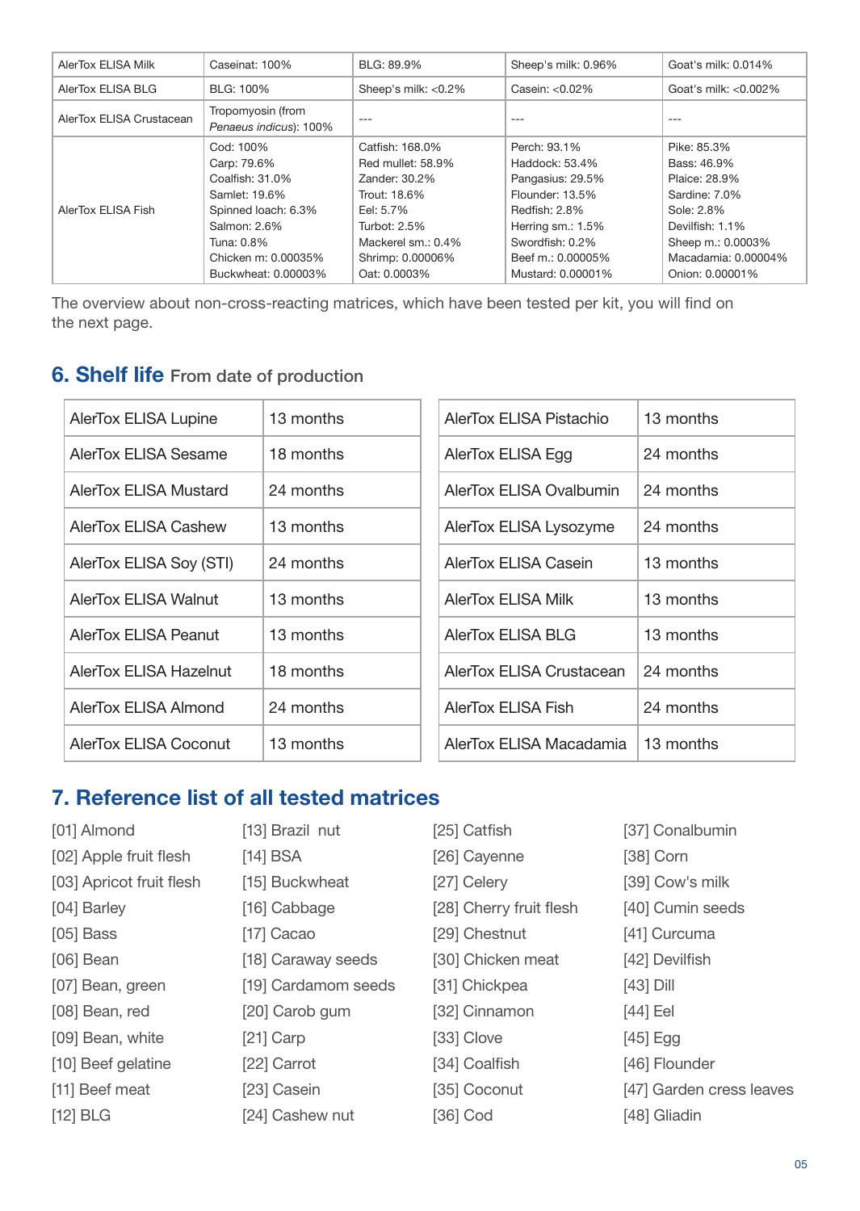| AlerTox ELISA Milk | Caseinat: 100% | BLG: 89.9% | Sheep's milk: 0.96% | Goat's milk: 0.014% |
|---|---|---|---|---|
| AlerTox ELISA BLG | BLG: 100% | Sheep's milk: <0.2% | Casein: <0.02% | Goat's milk: <0.002% |
| AlerTox ELISA Crustacean | Tropomyosin (from *Penaeus indicus*): 100% | --- | --- | --- |
| AlerTox ELISA Fish | Cod: 100%<br>Carp: 79.6%<br>Coalfish: 31.0%<br>Samlet: 19.6%<br>Spinned loach: 6.3%<br>Salmon: 2.6%<br>Tuna: 0.8%<br>Chicken m: 0.00035%<br>Buckwheat: 0.00003% | Catfish: 168.0%<br>Red mullet: 58.9%<br>Zander: 30.2%<br>Trout: 18.6%<br>Eel: 5.7%<br>Turbot: 2.5%<br>Mackerel sm.: 0.4%<br>Shrimp: 0.00006%<br>Oat: 0.0003% | Perch: 93.1%<br>Haddock: 53.4%<br>Pangasius: 29.5%<br>Flounder: 13.5%<br>Redfish: 2.8%<br>Herring sm.: 1.5%<br>Swordfish: 0.2%<br>Beef m.: 0.00005%<br>Mustard: 0.00001% | Pike: 85.3%<br>Bass: 46.9%<br>Plaice: 28.9%<br>Sardine: 7.0%<br>Sole: 2.8%<br>Devilfish: 1.1%<br>Sheep m.: 0.0003%<br>Macadamia: 0.00004%<br>Onion: 0.00001% |

The overview about non-cross-reacting matrices, which have been tested per kit, you will find on the next page.

## 6. Shelf life From date of production

| | |
|---|---|
| AlerTox ELISA Lupine | 13 months |
| AlerTox ELISA Sesame | 18 months |
| AlerTox ELISA Mustard | 24 months |
| AlerTox ELISA Cashew | 13 months |
| AlerTox ELISA Soy (STI) | 24 months |
| AlerTox ELISA Walnut | 13 months |
| AlerTox ELISA Peanut | 13 months |
| AlerTox ELISA Hazelnut | 18 months |
| AlerTox ELISA Almond | 24 months |
| AlerTox ELISA Coconut | 13 months |

| | |
|---|---|
| AlerTox ELISA Pistachio | 13 months |
| AlerTox ELISA Egg | 24 months |
| AlerTox ELISA Ovalbumin | 24 months |
| AlerTox ELISA Lysozyme | 24 months |
| AlerTox ELISA Casein | 13 months |
| AlerTox ELISA Milk | 13 months |
| AlerTox ELISA BLG | 13 months |
| AlerTox ELISA Crustacean | 24 months |
| AlerTox ELISA Fish | 24 months |
| AlerTox ELISA Macadamia | 13 months |

## 7. Reference list of all tested matrices

[01] Almond
[02] Apple fruit flesh
[03] Apricot fruit flesh
[04] Barley
[05] Bass
[06] Bean
[07] Bean, green
[08] Bean, red
[09] Bean, white
[10] Beef gelatine
[11] Beef meat
[12] BLG
[13] Brazil nut
[14] BSA
[15] Buckwheat
[16] Cabbage
[17] Cacao
[18] Caraway seeds
[19] Cardamom seeds
[20] Carob gum
[21] Carp
[22] Carrot
[23] Casein
[24] Cashew nut
[25] Catfish
[26] Cayenne
[27] Celery
[28] Cherry fruit flesh
[29] Chestnut
[30] Chicken meat
[31] Chickpea
[32] Cinnamon
[33] Clove
[34] Coalfish
[35] Coconut
[36] Cod
[37] Conalbumin
[38] Corn
[39] Cow's milk
[40] Cumin seeds
[41] Curcuma
[42] Devilfish
[43] Dill
[44] Eel
[45] Egg
[46] Flounder
[47] Garden cress leaves
[48] Gliadin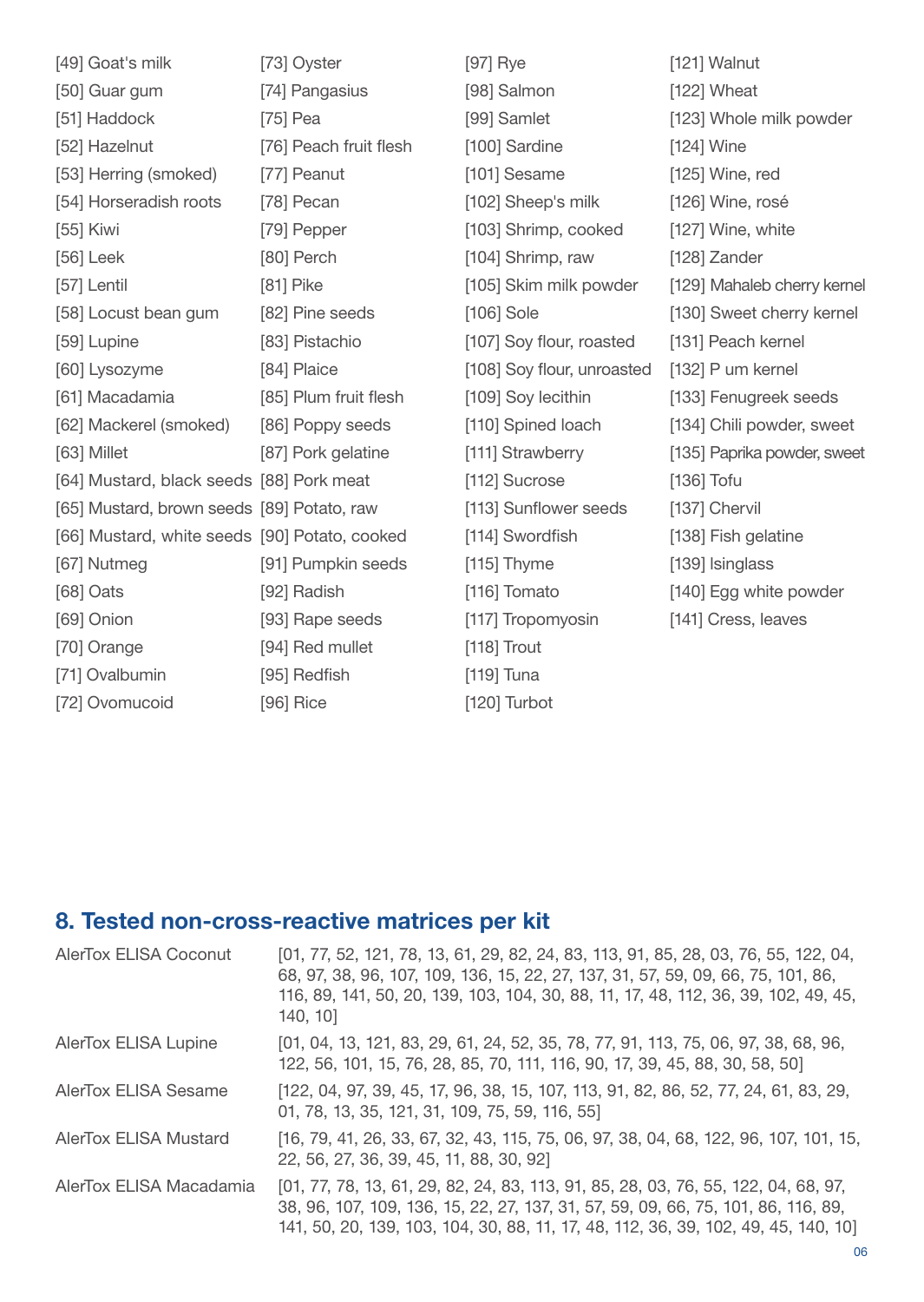[49] Goat's milk
[50] Guar gum
[51] Haddock
[52] Hazelnut
[53] Herring (smoked)
[54] Horseradish roots
[55] Kiwi
[56] Leek
[57] Lentil
[58] Locust bean gum
[59] Lupine
[60] Lysozyme
[61] Macadamia
[62] Mackerel (smoked)
[63] Millet
[64] Mustard, black seeds
[65] Mustard, brown seeds
[66] Mustard, white seeds
[67] Nutmeg
[68] Oats
[69] Onion
[70] Orange
[71] Ovalbumin
[72] Ovomucoid
[73] Oyster
[74] Pangasius
[75] Pea
[76] Peach fruit flesh
[77] Peanut
[78] Pecan
[79] Pepper
[80] Perch
[81] Pike
[82] Pine seeds
[83] Pistachio
[84] Plaice
[85] Plum fruit flesh
[86] Poppy seeds
[87] Pork gelatine
[88] Pork meat
[89] Potato, raw
[90] Potato, cooked
[91] Pumpkin seeds
[92] Radish
[93] Rape seeds
[94] Red mullet
[95] Redfish
[96] Rice
[97] Rye
[98] Salmon
[99] Samlet
[100] Sardine
[101] Sesame
[102] Sheep's milk
[103] Shrimp, cooked
[104] Shrimp, raw
[105] Skim milk powder
[106] Sole
[107] Soy flour, roasted
[108] Soy flour, unroasted
[109] Soy lecithin
[110] Spined loach
[111] Strawberry
[112] Sucrose
[113] Sunflower seeds
[114] Swordfish
[115] Thyme
[116] Tomato
[117] Tropomyosin
[118] Trout
[119] Tuna
[120] Turbot
[121] Walnut
[122] Wheat
[123] Whole milk powder
[124] Wine
[125] Wine, red
[126] Wine, rosé
[127] Wine, white
[128] Zander
[129] Mahaleb cherry kernel
[130] Sweet cherry kernel
[131] Peach kernel
[132] P um kernel
[133] Fenugreek seeds
[134] Chili powder, sweet
[135] Paprika powder, sweet
[136] Tofu
[137] Chervil
[138] Fish gelatine
[139] Isinglass
[140] Egg white powder
[141] Cress, leaves

## 8. Tested non-cross-reactive matrices per kit

| | |
|---|---|
| AlerTox ELISA Coconut | [01, 77, 52, 121, 78, 13, 61, 29, 82, 24, 83, 113, 91, 85, 28, 03, 76, 55, 122, 04, 68, 97, 38, 96, 107, 109, 136, 15, 22, 27, 137, 31, 57, 59, 09, 66, 75, 101, 86, 116, 89, 141, 50, 20, 139, 103, 104, 30, 88, 11, 17, 48, 112, 36, 39, 102, 49, 45, 140, 10] |
| AlerTox ELISA Lupine | [01, 04, 13, 121, 83, 29, 61, 24, 52, 35, 78, 77, 91, 113, 75, 06, 97, 38, 68, 96, 122, 56, 101, 15, 76, 28, 85, 70, 111, 116, 90, 17, 39, 45, 88, 30, 58, 50] |
| AlerTox ELISA Sesame | [122, 04, 97, 39, 45, 17, 96, 38, 15, 107, 113, 91, 82, 86, 52, 77, 24, 61, 83, 29, 01, 78, 13, 35, 121, 31, 109, 75, 59, 116, 55] |
| AlerTox ELISA Mustard | [16, 79, 41, 26, 33, 67, 32, 43, 115, 75, 06, 97, 38, 04, 68, 122, 96, 107, 101, 15, 22, 56, 27, 36, 39, 45, 11, 88, 30, 92] |
| AlerTox ELISA Macadamia | [01, 77, 78, 13, 61, 29, 82, 24, 83, 113, 91, 85, 28, 03, 76, 55, 122, 04, 68, 97, 38, 96, 107, 109, 136, 15, 22, 27, 137, 31, 57, 59, 09, 66, 75, 101, 86, 116, 89, 141, 50, 20, 139, 103, 104, 30, 88, 11, 17, 48, 112, 36, 39, 102, 49, 45, 140, 10] |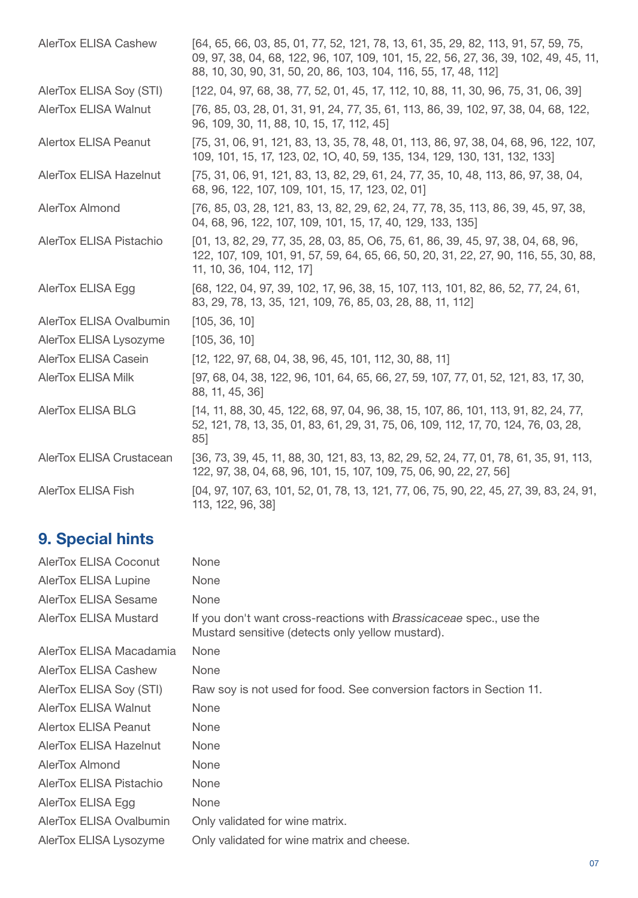| | |
|---|---|
| AlerTox ELISA Cashew | [64, 65, 66, 03, 85, 01, 77, 52, 121, 78, 13, 61, 35, 29, 82, 113, 91, 57, 59, 75, 09, 97, 38, 04, 68, 122, 96, 107, 109, 101, 15, 22, 56, 27, 36, 39, 102, 49, 45, 11, 88, 10, 30, 90, 31, 50, 20, 86, 103, 104, 116, 55, 17, 48, 112] |
| AlerTox ELISA Soy (STI) | [122, 04, 97, 68, 38, 77, 52, 01, 45, 17, 112, 10, 88, 11, 30, 96, 75, 31, 06, 39] |
| AlerTox ELISA Walnut | [76, 85, 03, 28, 01, 31, 91, 24, 77, 35, 61, 113, 86, 39, 102, 97, 38, 04, 68, 122, 96, 109, 30, 11, 88, 10, 15, 17, 112, 45] |
| Alertox ELISA Peanut | [75, 31, 06, 91, 121, 83, 13, 35, 78, 48, 01, 113, 86, 97, 38, 04, 68, 96, 122, 107, 109, 101, 15, 17, 123, 02, 1O, 40, 59, 135, 134, 129, 130, 131, 132, 133] |
| AlerTox ELISA Hazelnut | [75, 31, 06, 91, 121, 83, 13, 82, 29, 61, 24, 77, 35, 10, 48, 113, 86, 97, 38, 04, 68, 96, 122, 107, 109, 101, 15, 17, 123, 02, 01] |
| AlerTox Almond | [76, 85, 03, 28, 121, 83, 13, 82, 29, 62, 24, 77, 78, 35, 113, 86, 39, 45, 97, 38, 04, 68, 96, 122, 107, 109, 101, 15, 17, 40, 129, 133, 135] |
| AlerTox ELISA Pistachio | [01, 13, 82, 29, 77, 35, 28, 03, 85, O6, 75, 61, 86, 39, 45, 97, 38, 04, 68, 96, 122, 107, 109, 101, 91, 57, 59, 64, 65, 66, 50, 20, 31, 22, 27, 90, 116, 55, 30, 88, 11, 10, 36, 104, 112, 17] |
| AlerTox ELISA Egg | [68, 122, 04, 97, 39, 102, 17, 96, 38, 15, 107, 113, 101, 82, 86, 52, 77, 24, 61, 83, 29, 78, 13, 35, 121, 109, 76, 85, 03, 28, 88, 11, 112] |
| AlerTox ELISA Ovalbumin | [105, 36, 10] |
| AlerTox ELISA Lysozyme | [105, 36, 10] |
| AlerTox ELISA Casein | [12, 122, 97, 68, 04, 38, 96, 45, 101, 112, 30, 88, 11] |
| AlerTox ELISA Milk | [97, 68, 04, 38, 122, 96, 101, 64, 65, 66, 27, 59, 107, 77, 01, 52, 121, 83, 17, 30, 88, 11, 45, 36] |
| AlerTox ELISA BLG | [14, 11, 88, 30, 45, 122, 68, 97, 04, 96, 38, 15, 107, 86, 101, 113, 91, 82, 24, 77, 52, 121, 78, 13, 35, 01, 83, 61, 29, 31, 75, 06, 109, 112, 17, 70, 124, 76, 03, 28, 85] |
| AlerTox ELISA Crustacean | [36, 73, 39, 45, 11, 88, 30, 121, 83, 13, 82, 29, 52, 24, 77, 01, 78, 61, 35, 91, 113, 122, 97, 38, 04, 68, 96, 101, 15, 107, 109, 75, 06, 90, 22, 27, 56] |
| AlerTox ELISA Fish | [04, 97, 107, 63, 101, 52, 01, 78, 13, 121, 77, 06, 75, 90, 22, 45, 27, 39, 83, 24, 91, 113, 122, 96, 38] |

## 9. Special hints

| | |
|---|---|
| AlerTox ELISA Coconut | None |
| AlerTox ELISA Lupine | None |
| AlerTox ELISA Sesame | None |
| AlerTox ELISA Mustard | If you don't want cross-reactions with *Brassicaceae* spec., use the Mustard sensitive (detects only yellow mustard). |
| AlerTox ELISA Macadamia | None |
| AlerTox ELISA Cashew | None |
| AlerTox ELISA Soy (STI) | Raw soy is not used for food. See conversion factors in Section 11. |
| AlerTox ELISA Walnut | None |
| Alertox ELISA Peanut | None |
| AlerTox ELISA Hazelnut | None |
| AlerTox Almond | None |
| AlerTox ELISA Pistachio | None |
| AlerTox ELISA Egg | None |
| AlerTox ELISA Ovalbumin | Only validated for wine matrix. |
| AlerTox ELISA Lysozyme | Only validated for wine matrix and cheese. |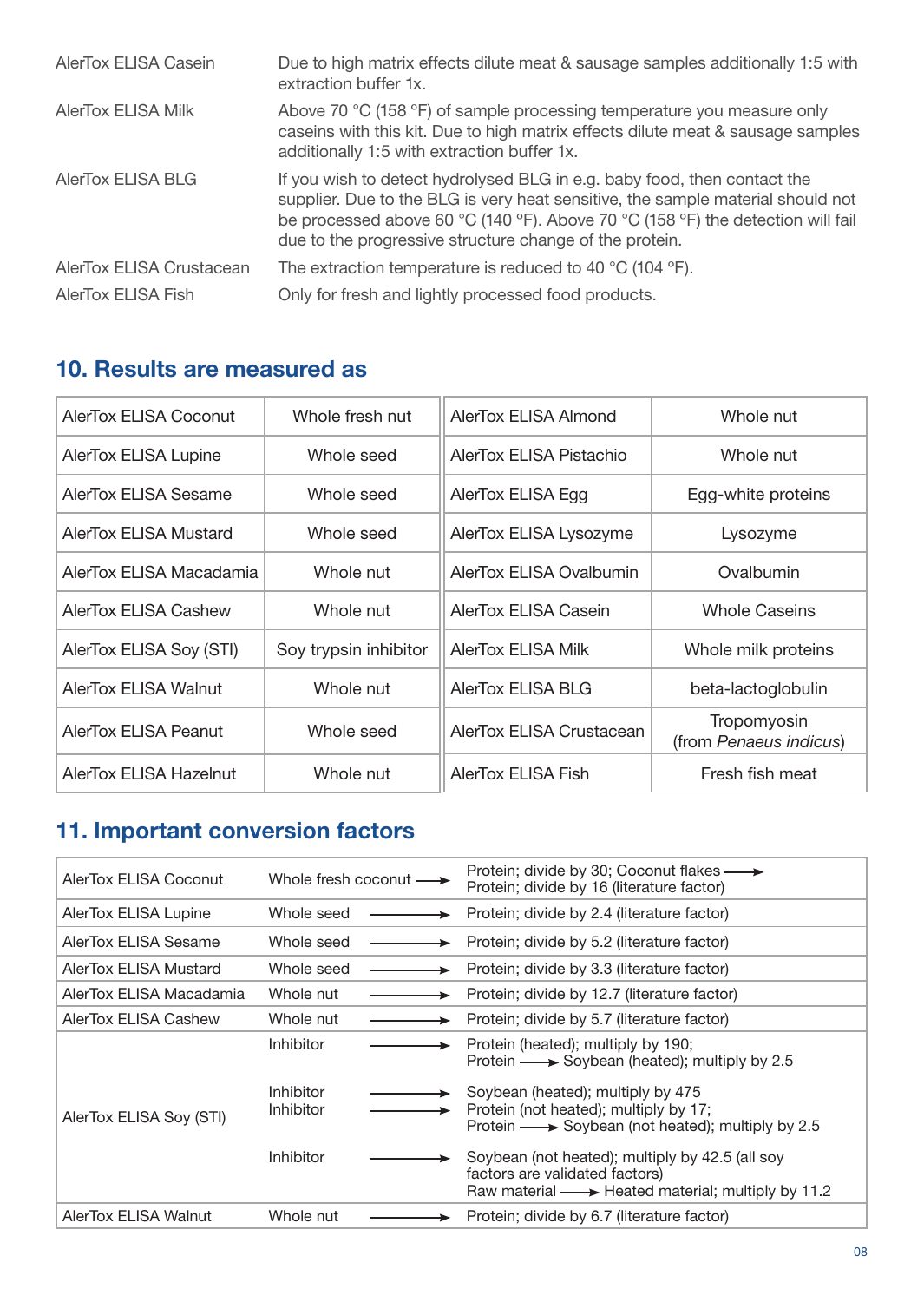| | |
|---|---|
| AlerTox ELISA Casein | Due to high matrix effects dilute meat & sausage samples additionally 1:5 with extraction buffer 1x. |
| AlerTox ELISA Milk | Above 70 °C (158 °F) of sample processing temperature you measure only caseins with this kit. Due to high matrix effects dilute meat & sausage samples additionally 1:5 with extraction buffer 1x. |
| AlerTox ELISA BLG | If you wish to detect hydrolysed BLG in e.g. baby food, then contact the supplier. Due to the BLG is very heat sensitive, the sample material should not be processed above 60 °C (140 °F). Above 70 °C (158 °F) the detection will fail due to the progressive structure change of the protein. |
| AlerTox ELISA Crustacean | The extraction temperature is reduced to 40 °C (104 °F). |
| AlerTox ELISA Fish | Only for fresh and lightly processed food products. |

## 10. Results are measured as

| | | | |
|---|---|---|---|
| AlerTox ELISA Coconut | Whole fresh nut | AlerTox ELISA Almond | Whole nut |
| AlerTox ELISA Lupine | Whole seed | AlerTox ELISA Pistachio | Whole nut |
| AlerTox ELISA Sesame | Whole seed | AlerTox ELISA Egg | Egg-white proteins |
| AlerTox ELISA Mustard | Whole seed | AlerTox ELISA Lysozyme | Lysozyme |
| AlerTox ELISA Macadamia | Whole nut | AlerTox ELISA Ovalbumin | Ovalbumin |
| AlerTox ELISA Cashew | Whole nut | AlerTox ELISA Casein | Whole Caseins |
| AlerTox ELISA Soy (STI) | Soy trypsin inhibitor | AlerTox ELISA Milk | Whole milk proteins |
| AlerTox ELISA Walnut | Whole nut | AlerTox ELISA BLG | beta-lactoglobulin |
| AlerTox ELISA Peanut | Whole seed | AlerTox ELISA Crustacean | Tropomyosin (from *Penaeus indicus*) |
| AlerTox ELISA Hazelnut | Whole nut | AlerTox ELISA Fish | Fresh fish meat |

## 11. Important conversion factors

| | | |
|---|---|---|
| AlerTox ELISA Coconut | Whole fresh coconut → | Protein; divide by 30; Coconut flakes → Protein; divide by 16 (literature factor) |
| AlerTox ELISA Lupine | Whole seed → | Protein; divide by 2.4 (literature factor) |
| AlerTox ELISA Sesame | Whole seed → | Protein; divide by 5.2 (literature factor) |
| AlerTox ELISA Mustard | Whole seed → | Protein; divide by 3.3 (literature factor) |
| AlerTox ELISA Macadamia | Whole nut → | Protein; divide by 12.7 (literature factor) |
| AlerTox ELISA Cashew | Whole nut → | Protein; divide by 5.7 (literature factor) |
| AlerTox ELISA Soy (STI) | Inhibitor → | Protein (heated); multiply by 190; Protein → Soybean (heated); multiply by 2.5 |
| | Inhibitor → | Soybean (heated); multiply by 475 |
| | Inhibitor → | Protein (not heated); multiply by 17; Protein → Soybean (not heated); multiply by 2.5 |
| | Inhibitor → | Soybean (not heated); multiply by 42.5 (all soy factors are validated factors) Raw material → Heated material; multiply by 11.2 |
| AlerTox ELISA Walnut | Whole nut → | Protein; divide by 6.7 (literature factor) |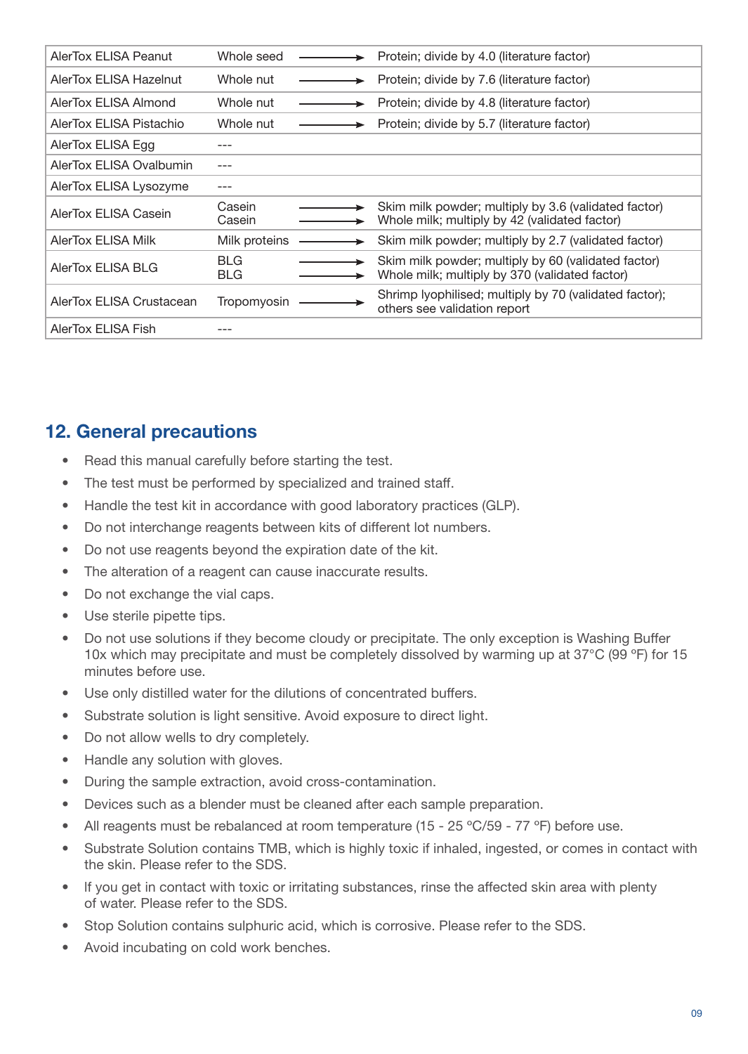| | | | |
|---|---|---|---|
| AlerTox ELISA Peanut | Whole seed | → | Protein; divide by 4.0 (literature factor) |
| AlerTox ELISA Hazelnut | Whole nut | → | Protein; divide by 7.6 (literature factor) |
| AlerTox ELISA Almond | Whole nut | → | Protein; divide by 4.8 (literature factor) |
| AlerTox ELISA Pistachio | Whole nut | → | Protein; divide by 5.7 (literature factor) |
| AlerTox ELISA Egg | --- | | |
| AlerTox ELISA Ovalbumin | --- | | |
| AlerTox ELISA Lysozyme | --- | | |
| AlerTox ELISA Casein | Casein<br>Casein | →<br>→ | Skim milk powder; multiply by 3.6 (validated factor)<br>Whole milk; multiply by 42 (validated factor) |
| AlerTox ELISA Milk | Milk proteins | → | Skim milk powder; multiply by 2.7 (validated factor) |
| AlerTox ELISA BLG | BLG<br>BLG | →<br>→ | Skim milk powder; multiply by 60 (validated factor)<br>Whole milk; multiply by 370 (validated factor) |
| AlerTox ELISA Crustacean | Tropomyosin | → | Shrimp lyophilised; multiply by 70 (validated factor); others see validation report |
| AlerTox ELISA Fish | --- | | |

## 12. General precautions

- Read this manual carefully before starting the test.
- The test must be performed by specialized and trained staff.
- Handle the test kit in accordance with good laboratory practices (GLP).
- Do not interchange reagents between kits of different lot numbers.
- Do not use reagents beyond the expiration date of the kit.
- The alteration of a reagent can cause inaccurate results.
- Do not exchange the vial caps.
- Use sterile pipette tips.
- Do not use solutions if they become cloudy or precipitate. The only exception is Washing Buffer 10x which may precipitate and must be completely dissolved by warming up at 37°C (99 ºF) for 15 minutes before use.
- Use only distilled water for the dilutions of concentrated buffers.
- Substrate solution is light sensitive. Avoid exposure to direct light.
- Do not allow wells to dry completely.
- Handle any solution with gloves.
- During the sample extraction, avoid cross-contamination.
- Devices such as a blender must be cleaned after each sample preparation.
- All reagents must be rebalanced at room temperature (15 - 25 ºC/59 - 77 ºF) before use.
- Substrate Solution contains TMB, which is highly toxic if inhaled, ingested, or comes in contact with the skin. Please refer to the SDS.
- If you get in contact with toxic or irritating substances, rinse the affected skin area with plenty of water. Please refer to the SDS.
- Stop Solution contains sulphuric acid, which is corrosive. Please refer to the SDS.
- Avoid incubating on cold work benches.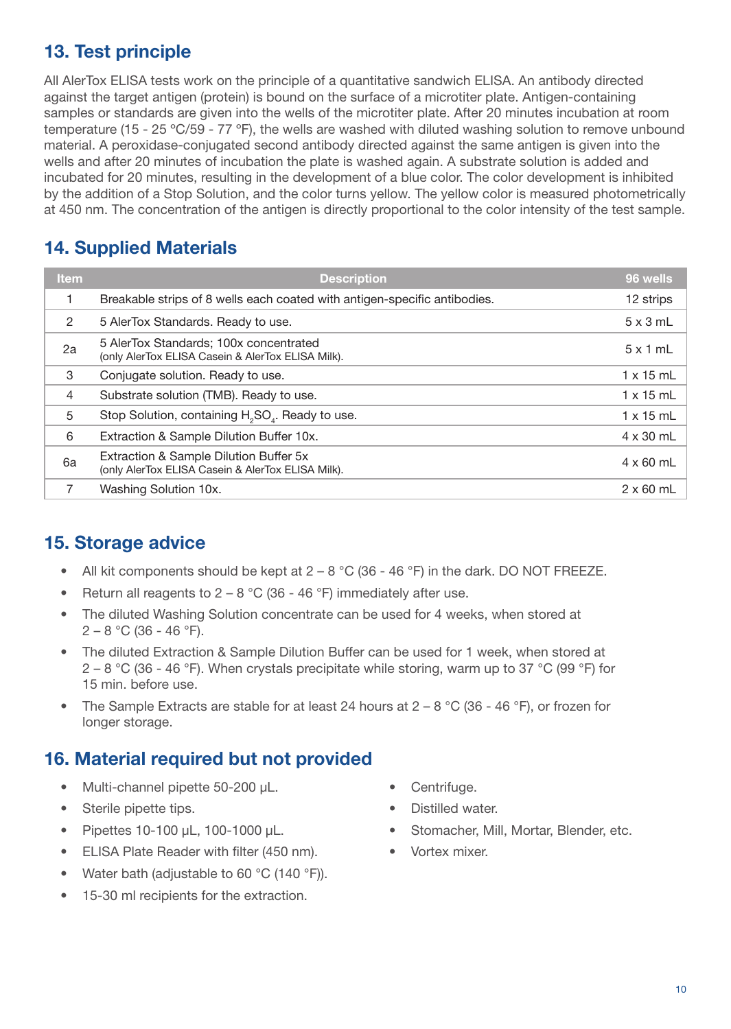## 13. Test principle

All AlerTox ELISA tests work on the principle of a quantitative sandwich ELISA. An antibody directed against the target antigen (protein) is bound on the surface of a microtiter plate. Antigen-containing samples or standards are given into the wells of the microtiter plate. After 20 minutes incubation at room temperature (15 - 25 °C/59 - 77 °F), the wells are washed with diluted washing solution to remove unbound material. A peroxidase-conjugated second antibody directed against the same antigen is given into the wells and after 20 minutes of incubation the plate is washed again. A substrate solution is added and incubated for 20 minutes, resulting in the development of a blue color. The color development is inhibited by the addition of a Stop Solution, and the color turns yellow. The yellow color is measured photometrically at 450 nm. The concentration of the antigen is directly proportional to the color intensity of the test sample.

## 14. Supplied Materials

| Item | Description | 96 wells |
|---|---|---|
| 1 | Breakable strips of 8 wells each coated with antigen-specific antibodies. | 12 strips |
| 2 | 5 AlerTox Standards. Ready to use. | 5 x 3 mL |
| 2a | 5 AlerTox Standards; 100x concentrated (only AlerTox ELISA Casein & AlerTox ELISA Milk). | 5 x 1 mL |
| 3 | Conjugate solution. Ready to use. | 1 x 15 mL |
| 4 | Substrate solution (TMB). Ready to use. | 1 x 15 mL |
| 5 | Stop Solution, containing $H_2SO_4$. Ready to use. | 1 x 15 mL |
| 6 | Extraction & Sample Dilution Buffer 10x. | 4 x 30 mL |
| 6a | Extraction & Sample Dilution Buffer 5x (only AlerTox ELISA Casein & AlerTox ELISA Milk). | 4 x 60 mL |
| 7 | Washing Solution 10x. | 2 x 60 mL |

## 15. Storage advice

- All kit components should be kept at 2 – 8 °C (36 - 46 °F) in the dark. DO NOT FREEZE.
- Return all reagents to 2 – 8 °C (36 - 46 °F) immediately after use.
- The diluted Washing Solution concentrate can be used for 4 weeks, when stored at 2 – 8 °C (36 - 46 °F).
- The diluted Extraction & Sample Dilution Buffer can be used for 1 week, when stored at 2 – 8 °C (36 - 46 °F). When crystals precipitate while storing, warm up to 37 °C (99 °F) for 15 min. before use.
- The Sample Extracts are stable for at least 24 hours at 2 – 8 °C (36 - 46 °F), or frozen for longer storage.

## 16. Material required but not provided

- Multi-channel pipette 50-200 µL.
- Sterile pipette tips.
- Pipettes 10-100 µL, 100-1000 µL.
- ELISA Plate Reader with filter (450 nm).
- Water bath (adjustable to 60 °C (140 °F)).
- 15-30 ml recipients for the extraction.
- Centrifuge.
- Distilled water.
- Stomacher, Mill, Mortar, Blender, etc.
- Vortex mixer.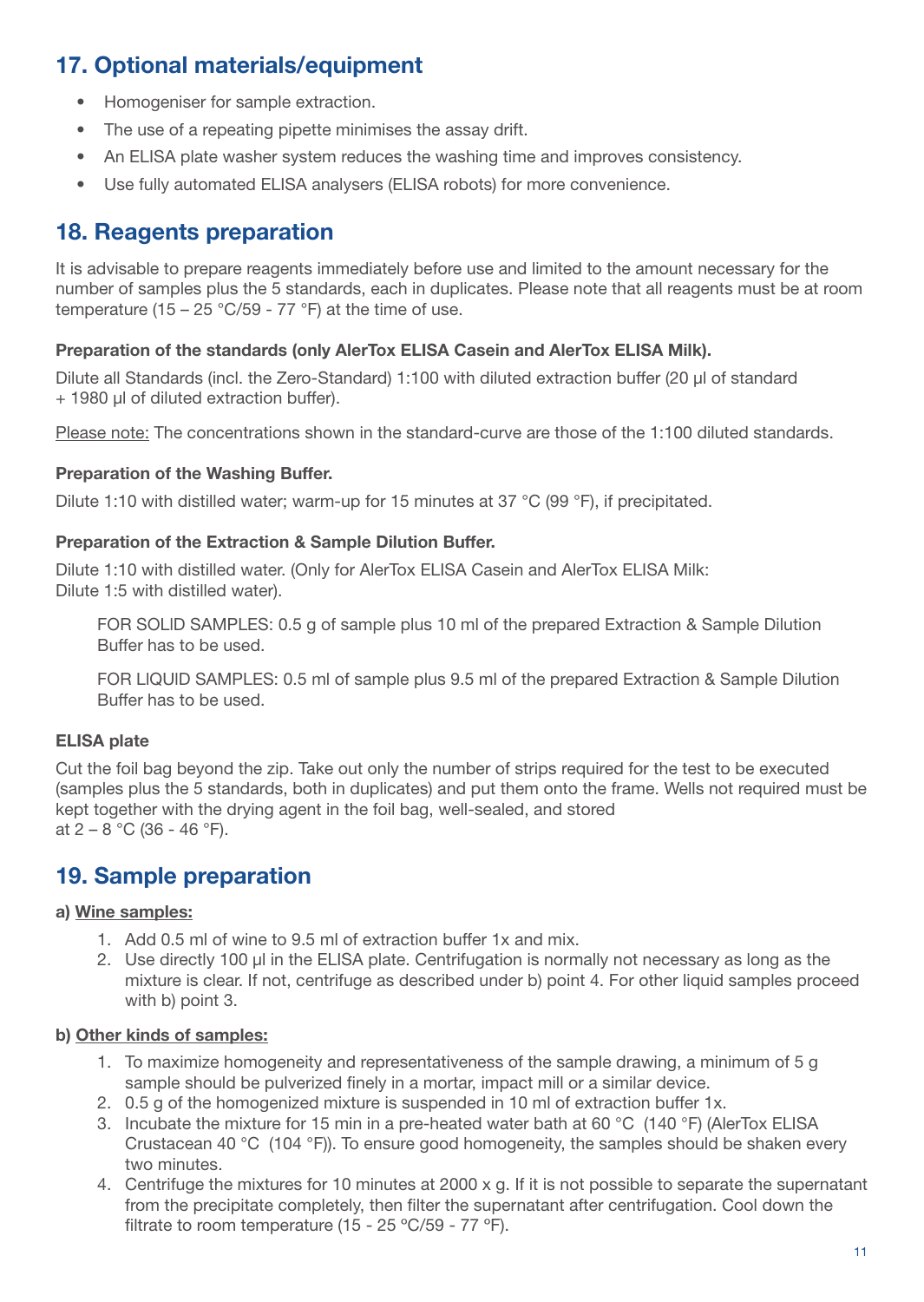## 17. Optional materials/equipment

- Homogeniser for sample extraction.
- The use of a repeating pipette minimises the assay drift.
- An ELISA plate washer system reduces the washing time and improves consistency.
- Use fully automated ELISA analysers (ELISA robots) for more convenience.

## 18. Reagents preparation

It is advisable to prepare reagents immediately before use and limited to the amount necessary for the number of samples plus the 5 standards, each in duplicates. Please note that all reagents must be at room temperature (15 – 25 °C/59 - 77 °F) at the time of use.

**Preparation of the standards (only AlerTox ELISA Casein and AlerTox ELISA Milk).**

Dilute all Standards (incl. the Zero-Standard) 1:100 with diluted extraction buffer (20 µl of standard + 1980 µl of diluted extraction buffer).

<u>Please note:</u> The concentrations shown in the standard-curve are those of the 1:100 diluted standards.

**Preparation of the Washing Buffer.**

Dilute 1:10 with distilled water; warm-up for 15 minutes at 37 °C (99 °F), if precipitated.

**Preparation of the Extraction & Sample Dilution Buffer.**

Dilute 1:10 with distilled water. (Only for AlerTox ELISA Casein and AlerTox ELISA Milk: Dilute 1:5 with distilled water).

FOR SOLID SAMPLES: 0.5 g of sample plus 10 ml of the prepared Extraction & Sample Dilution Buffer has to be used.

FOR LIQUID SAMPLES: 0.5 ml of sample plus 9.5 ml of the prepared Extraction & Sample Dilution Buffer has to be used.

**ELISA plate**

Cut the foil bag beyond the zip. Take out only the number of strips required for the test to be executed (samples plus the 5 standards, both in duplicates) and put them onto the frame. Wells not required must be kept together with the drying agent in the foil bag, well-sealed, and stored at 2 – 8 °C (36 - 46 °F).

## 19. Sample preparation

**a) <u>Wine samples:</u>**

1. Add 0.5 ml of wine to 9.5 ml of extraction buffer 1x and mix.
2. Use directly 100 µl in the ELISA plate. Centrifugation is normally not necessary as long as the mixture is clear. If not, centrifuge as described under b) point 4. For other liquid samples proceed with b) point 3.

**b) <u>Other kinds of samples:</u>**

1. To maximize homogeneity and representativeness of the sample drawing, a minimum of 5 g sample should be pulverized finely in a mortar, impact mill or a similar device.
2. 0.5 g of the homogenized mixture is suspended in 10 ml of extraction buffer 1x.
3. Incubate the mixture for 15 min in a pre-heated water bath at 60 °C (140 °F) (AlerTox ELISA Crustacean 40 °C (104 °F)). To ensure good homogeneity, the samples should be shaken every two minutes.
4. Centrifuge the mixtures for 10 minutes at 2000 x g. If it is not possible to separate the supernatant from the precipitate completely, then filter the supernatant after centrifugation. Cool down the filtrate to room temperature (15 - 25 ºC/59 - 77 ºF).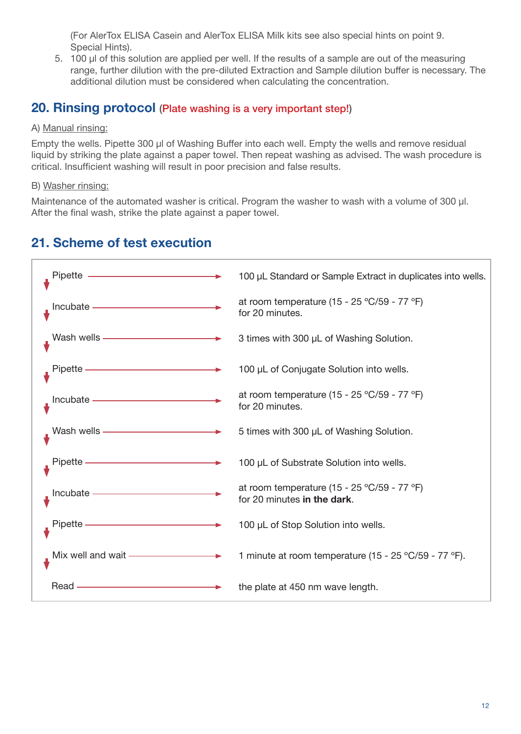(For AlerTox ELISA Casein and AlerTox ELISA Milk kits see also special hints on point 9. Special Hints).

5. 100 µl of this solution are applied per well. If the results of a sample are out of the measuring range, further dilution with the pre-diluted Extraction and Sample dilution buffer is necessary. The additional dilution must be considered when calculating the concentration.

## 20. Rinsing protocol (Plate washing is a very important step!)

A) Manual rinsing:

Empty the wells. Pipette 300 µl of Washing Buffer into each well. Empty the wells and remove residual liquid by striking the plate against a paper towel. Then repeat washing as advised. The wash procedure is critical. Insufficient washing will result in poor precision and false results.

B) Washer rinsing:

Maintenance of the automated washer is critical. Program the washer to wash with a volume of 300 µl. After the final wash, strike the plate against a paper towel.

## 21. Scheme of test execution

| Step | |
|---|---|
| Pipette → | 100 µL Standard or Sample Extract in duplicates into wells. |
| Incubate → | at room temperature (15 - 25 °C/59 - 77 °F) for 20 minutes. |
| Wash wells → | 3 times with 300 µL of Washing Solution. |
| Pipette → | 100 µL of Conjugate Solution into wells. |
| Incubate → | at room temperature (15 - 25 °C/59 - 77 °F) for 20 minutes. |
| Wash wells → | 5 times with 300 µL of Washing Solution. |
| Pipette → | 100 µL of Substrate Solution into wells. |
| Incubate → | at room temperature (15 - 25 °C/59 - 77 °F) for 20 minutes **in the dark**. |
| Pipette → | 100 µL of Stop Solution into wells. |
| Mix well and wait → | 1 minute at room temperature (15 - 25 °C/59 - 77 °F). |
| Read → | the plate at 450 nm wave length. |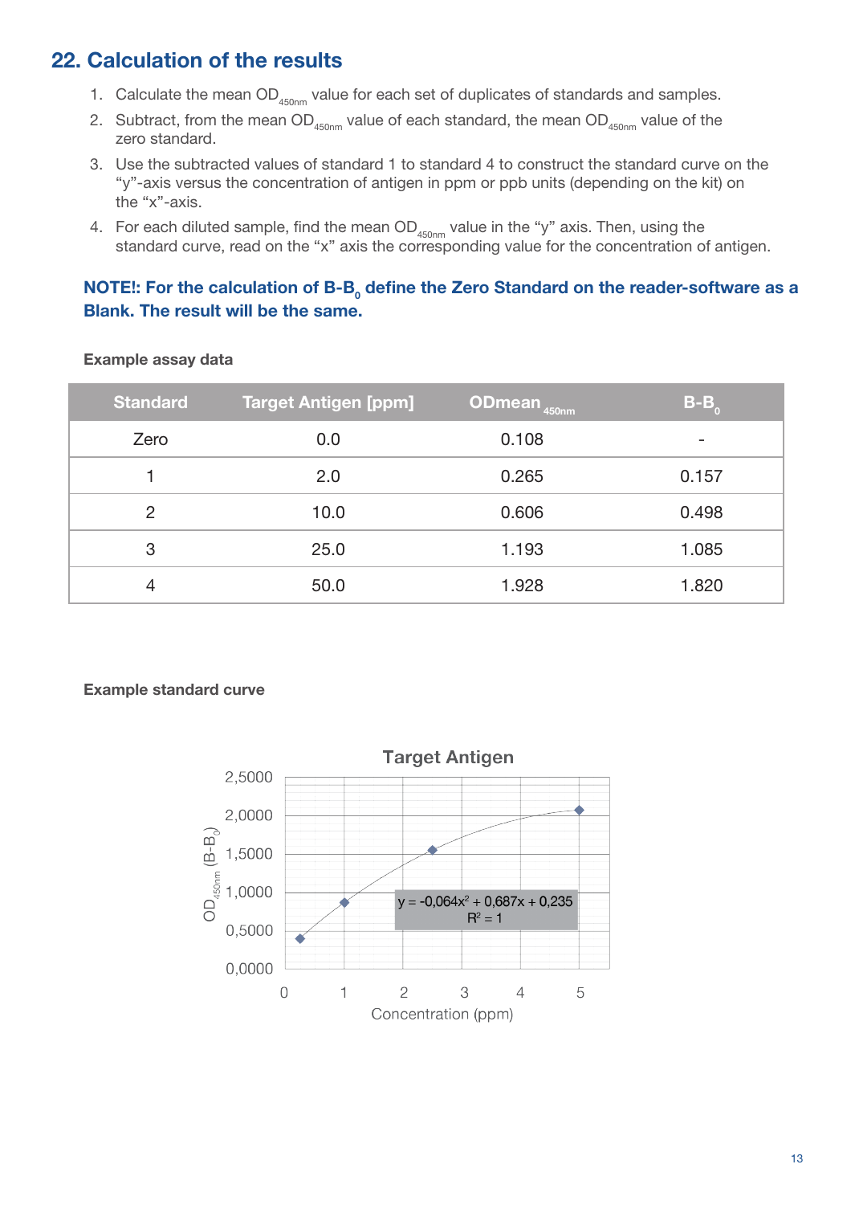## 22. Calculation of the results

1. Calculate the mean $OD_{450nm}$ value for each set of duplicates of standards and samples.
2. Subtract, from the mean $OD_{450nm}$ value of each standard, the mean $OD_{450nm}$ value of the zero standard.
3. Use the subtracted values of standard 1 to standard 4 to construct the standard curve on the "y"-axis versus the concentration of antigen in ppm or ppb units (depending on the kit) on the "x"-axis.
4. For each diluted sample, find the mean $OD_{450nm}$ value in the "y" axis. Then, using the standard curve, read on the "x" axis the corresponding value for the concentration of antigen.

**NOTE!: For the calculation of $B\text{-}B_0$ define the Zero Standard on the reader-software as a Blank. The result will be the same.**

**Example assay data**

| Standard | Target Antigen [ppm] | ODmean $_{450nm}$ | $B\text{-}B_0$ |
|---|---|---|---|
| Zero | 0.0 | 0.108 | - |
| 1 | 2.0 | 0.265 | 0.157 |
| 2 | 10.0 | 0.606 | 0.498 |
| 3 | 25.0 | 1.193 | 1.085 |
| 4 | 50.0 | 1.928 | 1.820 |

**Example standard curve**

Target Antigen

$y = -0{,}064x^2 + 0{,}687x + 0{,}235$

$R^2 = 1$

y-axis: $OD_{450nm}$ $(B\text{-}B_0)$ (0,0000 – 2,5000)

x-axis: Concentration (ppm) (0 – 5)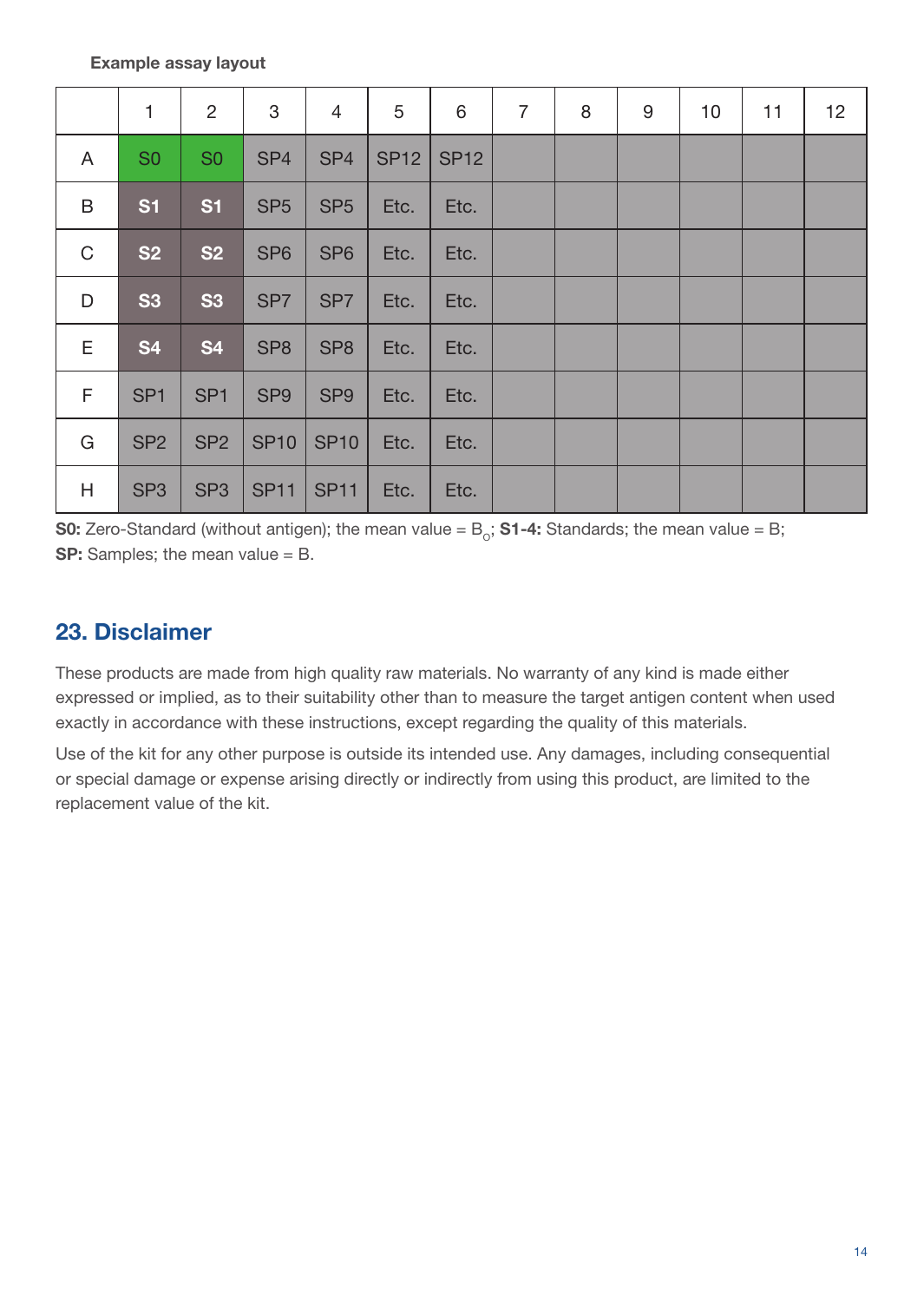**Example assay layout**

| | 1 | 2 | 3 | 4 | 5 | 6 | 7 | 8 | 9 | 10 | 11 | 12 |
|---|---|---|---|---|---|---|---|---|---|---|---|---|
| A | S0 | S0 | SP4 | SP4 | SP12 | SP12 | | | | | | |
| B | **S1** | **S1** | SP5 | SP5 | Etc. | Etc. | | | | | | |
| C | **S2** | **S2** | SP6 | SP6 | Etc. | Etc. | | | | | | |
| D | **S3** | **S3** | SP7 | SP7 | Etc. | Etc. | | | | | | |
| E | **S4** | **S4** | SP8 | SP8 | Etc. | Etc. | | | | | | |
| F | SP1 | SP1 | SP9 | SP9 | Etc. | Etc. | | | | | | |
| G | SP2 | SP2 | SP10 | SP10 | Etc. | Etc. | | | | | | |
| H | SP3 | SP3 | SP11 | SP11 | Etc. | Etc. | | | | | | |

**S0:** Zero-Standard (without antigen); the mean value = $B_o$; **S1-4:** Standards; the mean value = B;
**SP:** Samples; the mean value = B.

## 23. Disclaimer

These products are made from high quality raw materials. No warranty of any kind is made either expressed or implied, as to their suitability other than to measure the target antigen content when used exactly in accordance with these instructions, except regarding the quality of this materials.

Use of the kit for any other purpose is outside its intended use. Any damages, including consequential or special damage or expense arising directly or indirectly from using this product, are limited to the replacement value of the kit.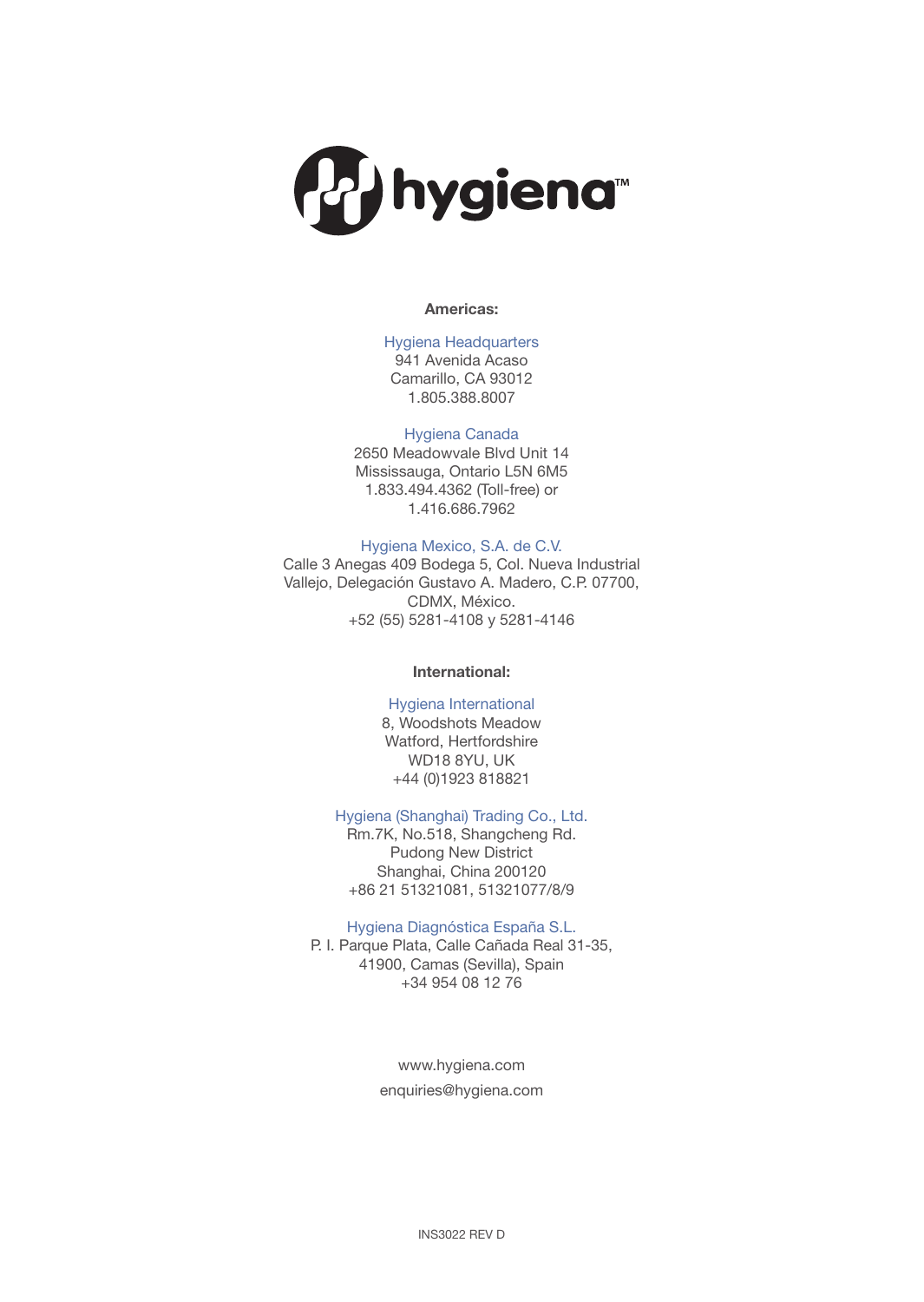hygiena™

**Americas:**

Hygiena Headquarters
941 Avenida Acaso
Camarillo, CA 93012
1.805.388.8007

Hygiena Canada
2650 Meadowvale Blvd Unit 14
Mississauga, Ontario L5N 6M5
1.833.494.4362 (Toll-free) or
1.416.686.7962

Hygiena Mexico, S.A. de C.V.
Calle 3 Anegas 409 Bodega 5, Col. Nueva Industrial
Vallejo, Delegación Gustavo A. Madero, C.P. 07700,
CDMX, México.
+52 (55) 5281-4108 y 5281-4146

**International:**

Hygiena International
8, Woodshots Meadow
Watford, Hertfordshire
WD18 8YU, UK
+44 (0)1923 818821

Hygiena (Shanghai) Trading Co., Ltd.
Rm.7K, No.518, Shangcheng Rd.
Pudong New District
Shanghai, China 200120
+86 21 51321081, 51321077/8/9

Hygiena Diagnóstica España S.L.
P. I. Parque Plata, Calle Cañada Real 31-35,
41900, Camas (Sevilla), Spain
+34 954 08 12 76

www.hygiena.com
enquiries@hygiena.com

INS3022 REV D